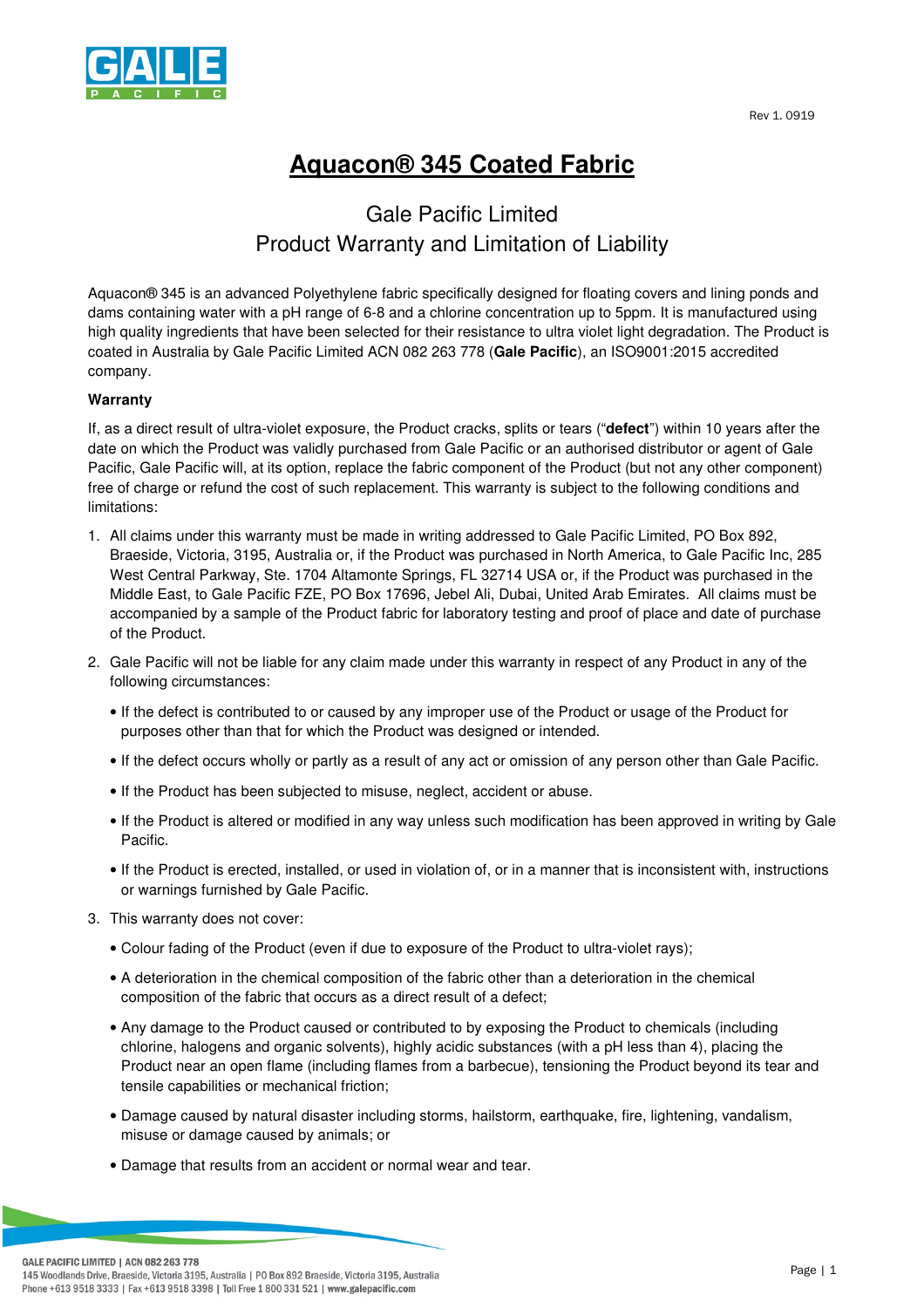Rev 1. 0919

# Aquacon® 345 Coated Fabric

## Gale Pacific Limited
## Product Warranty and Limitation of Liability

Aquacon® 345 is an advanced Polyethylene fabric specifically designed for floating covers and lining ponds and dams containing water with a pH range of 6-8 and a chlorine concentration up to 5ppm. It is manufactured using high quality ingredients that have been selected for their resistance to ultra violet light degradation. The Product is coated in Australia by Gale Pacific Limited ACN 082 263 778 (**Gale Pacific**), an ISO9001:2015 accredited company.

**Warranty**

If, as a direct result of ultra-violet exposure, the Product cracks, splits or tears ("**defect**") within 10 years after the date on which the Product was validly purchased from Gale Pacific or an authorised distributor or agent of Gale Pacific, Gale Pacific will, at its option, replace the fabric component of the Product (but not any other component) free of charge or refund the cost of such replacement. This warranty is subject to the following conditions and limitations:

1. All claims under this warranty must be made in writing addressed to Gale Pacific Limited, PO Box 892, Braeside, Victoria, 3195, Australia or, if the Product was purchased in North America, to Gale Pacific Inc, 285 West Central Parkway, Ste. 1704 Altamonte Springs, FL 32714 USA or, if the Product was purchased in the Middle East, to Gale Pacific FZE, PO Box 17696, Jebel Ali, Dubai, United Arab Emirates. All claims must be accompanied by a sample of the Product fabric for laboratory testing and proof of place and date of purchase of the Product.
2. Gale Pacific will not be liable for any claim made under this warranty in respect of any Product in any of the following circumstances:
   - If the defect is contributed to or caused by any improper use of the Product or usage of the Product for purposes other than that for which the Product was designed or intended.
   - If the defect occurs wholly or partly as a result of any act or omission of any person other than Gale Pacific.
   - If the Product has been subjected to misuse, neglect, accident or abuse.
   - If the Product is altered or modified in any way unless such modification has been approved in writing by Gale Pacific.
   - If the Product is erected, installed, or used in violation of, or in a manner that is inconsistent with, instructions or warnings furnished by Gale Pacific.
3. This warranty does not cover:
   - Colour fading of the Product (even if due to exposure of the Product to ultra-violet rays);
   - A deterioration in the chemical composition of the fabric other than a deterioration in the chemical composition of the fabric that occurs as a direct result of a defect;
   - Any damage to the Product caused or contributed to by exposing the Product to chemicals (including chlorine, halogens and organic solvents), highly acidic substances (with a pH less than 4), placing the Product near an open flame (including flames from a barbecue), tensioning the Product beyond its tear and tensile capabilities or mechanical friction;
   - Damage caused by natural disaster including storms, hailstorm, earthquake, fire, lightening, vandalism, misuse or damage caused by animals; or
   - Damage that results from an accident or normal wear and tear.

GALE PACIFIC LIMITED | ACN 082 263 778
145 Woodlands Drive, Braeside, Victoria 3195, Australia | PO Box 892 Braeside, Victoria 3195, Australia
Phone +613 9518 3333 | Fax +613 9518 3398 | Toll Free 1 800 331 521 | www.galepacific.com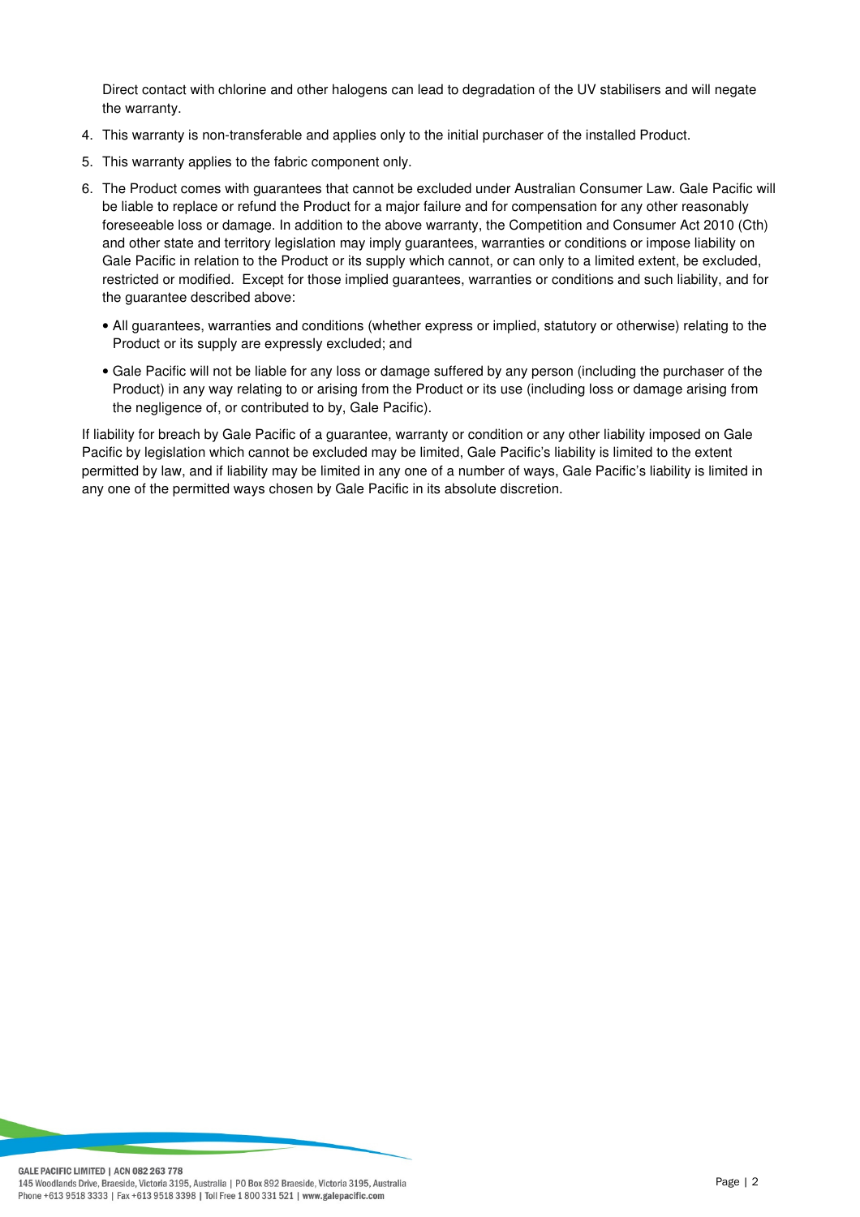Direct contact with chlorine and other halogens can lead to degradation of the UV stabilisers and will negate the warranty.

4. This warranty is non-transferable and applies only to the initial purchaser of the installed Product.
5. This warranty applies to the fabric component only.
6. The Product comes with guarantees that cannot be excluded under Australian Consumer Law. Gale Pacific will be liable to replace or refund the Product for a major failure and for compensation for any other reasonably foreseeable loss or damage. In addition to the above warranty, the Competition and Consumer Act 2010 (Cth) and other state and territory legislation may imply guarantees, warranties or conditions or impose liability on Gale Pacific in relation to the Product or its supply which cannot, or can only to a limited extent, be excluded, restricted or modified. Except for those implied guarantees, warranties or conditions and such liability, and for the guarantee described above:
   - All guarantees, warranties and conditions (whether express or implied, statutory or otherwise) relating to the Product or its supply are expressly excluded; and
   - Gale Pacific will not be liable for any loss or damage suffered by any person (including the purchaser of the Product) in any way relating to or arising from the Product or its use (including loss or damage arising from the negligence of, or contributed to by, Gale Pacific).

If liability for breach by Gale Pacific of a guarantee, warranty or condition or any other liability imposed on Gale Pacific by legislation which cannot be excluded may be limited, Gale Pacific's liability is limited to the extent permitted by law, and if liability may be limited in any one of a number of ways, Gale Pacific's liability is limited in any one of the permitted ways chosen by Gale Pacific in its absolute discretion.